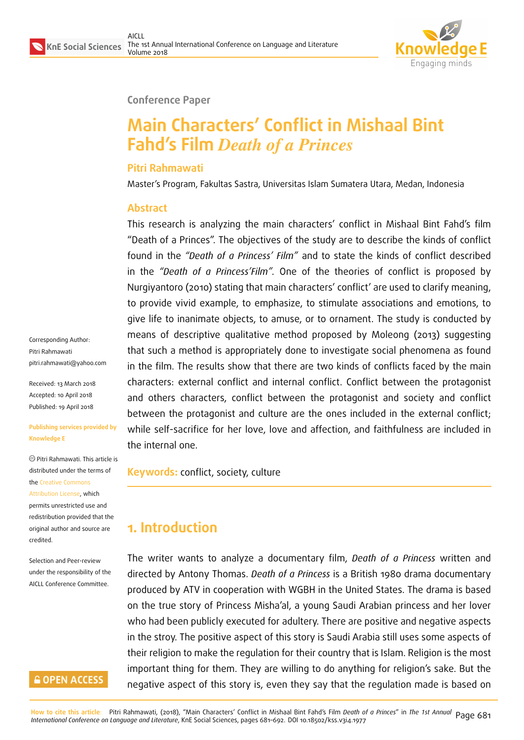Conference Paper

# Main Characters' Conflict in Mishaal Bint Fahd's Film *Death of a Princes*

**Pitri Rahmawati**

Master's Program, Fakultas Sastra, Universitas Islam Sumatera Utara, Medan, Indonesia

## Abstract

This research is analyzing the main characters' conflict in Mishaal Bint Fahd's film "Death of a Princes". The objectives of the study are to describe the kinds of conflict found in the *"Death of a Princess' Film"* and to state the kinds of conflict described in the *"Death of a Princess'Film"*. One of the theories of conflict is proposed by Nurgiyantoro (2010) stating that main characters' conflict' are used to clarify meaning, to provide vivid example, to emphasize, to stimulate associations and emotions, to give life to inanimate objects, to amuse, or to ornament. The study is conducted by means of descriptive qualitative method proposed by Moleong (2013) suggesting that such a method is appropriately done to investigate social phenomena as found in the film. The results show that there are two kinds of conflicts faced by the main characters: external conflict and internal conflict. Conflict between the protagonist and others characters, conflict between the protagonist and society and conflict between the protagonist and culture are the ones included in the external conflict; while self-sacrifice for her love, love and affection, and faithfulness are included in the internal one.

**Keywords:** conflict, society, culture

Corresponding Author: Pitri Rahmawati pitri.rahmawati@yahoo.com

Received: 13 March 2018
Accepted: 10 April 2018
Published: 19 April 2018

Publishing services provided by Knowledge E

© Pitri Rahmawati. This article is distributed under the terms of the Creative Commons Attribution License, which permits unrestricted use and redistribution provided that the original author and source are credited.

Selection and Peer-review under the responsibility of the AICLL Conference Committee.

## 1. Introduction

The writer wants to analyze a documentary film, *Death of a Princess* written and directed by Antony Thomas. *Death of a Princess* is a British 1980 drama documentary produced by ATV in cooperation with WGBH in the United States. The drama is based on the true story of Princess Misha'al, a young Saudi Arabian princess and her lover who had been publicly executed for adultery. There are positive and negative aspects in the stroy. The positive aspect of this story is Saudi Arabia still uses some aspects of their religion to make the regulation for their country that is Islam. Religion is the most important thing for them. They are willing to do anything for religion's sake. But the negative aspect of this story is, even they say that the regulation made is based on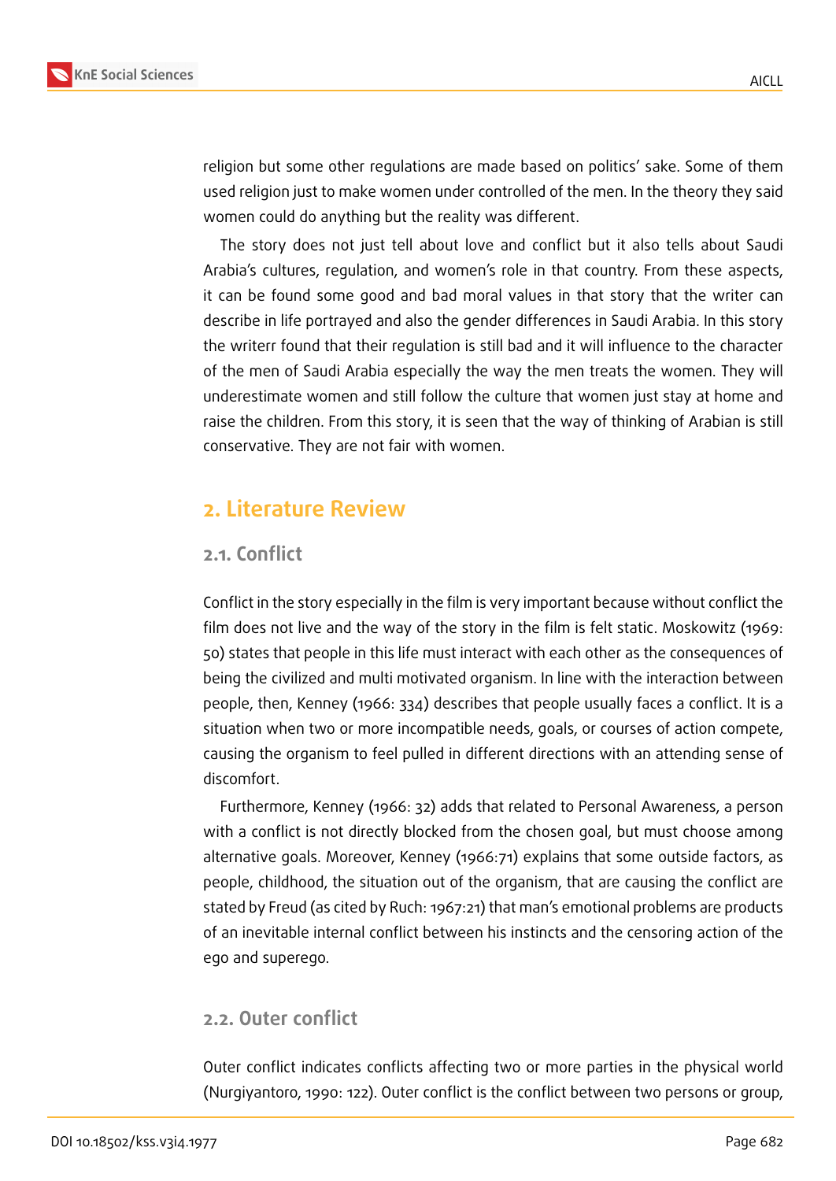religion but some other regulations are made based on politics' sake. Some of them used religion just to make women under controlled of the men. In the theory they said women could do anything but the reality was different.

The story does not just tell about love and conflict but it also tells about Saudi Arabia's cultures, regulation, and women's role in that country. From these aspects, it can be found some good and bad moral values in that story that the writer can describe in life portrayed and also the gender differences in Saudi Arabia. In this story the writerr found that their regulation is still bad and it will influence to the character of the men of Saudi Arabia especially the way the men treats the women. They will underestimate women and still follow the culture that women just stay at home and raise the children. From this story, it is seen that the way of thinking of Arabian is still conservative. They are not fair with women.

## 2. Literature Review

### 2.1. Conflict

Conflict in the story especially in the film is very important because without conflict the film does not live and the way of the story in the film is felt static. Moskowitz (1969: 50) states that people in this life must interact with each other as the consequences of being the civilized and multi motivated organism. In line with the interaction between people, then, Kenney (1966: 334) describes that people usually faces a conflict. It is a situation when two or more incompatible needs, goals, or courses of action compete, causing the organism to feel pulled in different directions with an attending sense of discomfort.

Furthermore, Kenney (1966: 32) adds that related to Personal Awareness, a person with a conflict is not directly blocked from the chosen goal, but must choose among alternative goals. Moreover, Kenney (1966:71) explains that some outside factors, as people, childhood, the situation out of the organism, that are causing the conflict are stated by Freud (as cited by Ruch: 1967:21) that man's emotional problems are products of an inevitable internal conflict between his instincts and the censoring action of the ego and superego.

### 2.2. Outer conflict

Outer conflict indicates conflicts affecting two or more parties in the physical world (Nurgiyantoro, 1990: 122). Outer conflict is the conflict between two persons or group,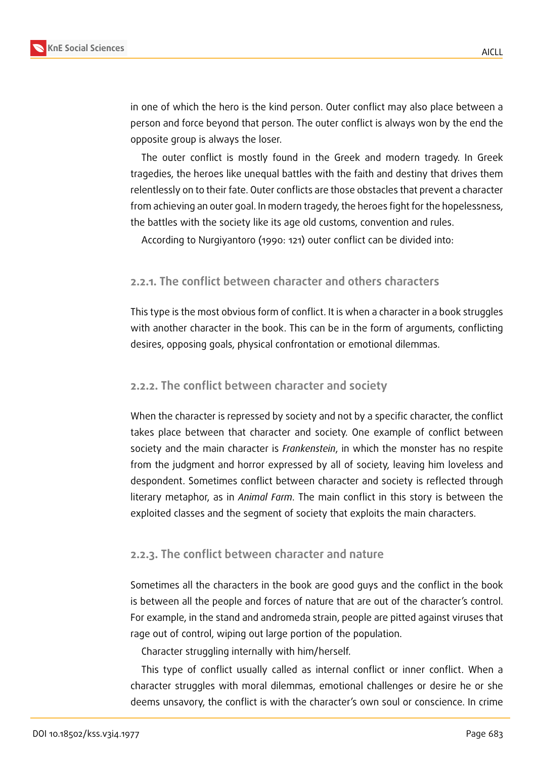in one of which the hero is the kind person. Outer conflict may also place between a person and force beyond that person. The outer conflict is always won by the end the opposite group is always the loser.

The outer conflict is mostly found in the Greek and modern tragedy. In Greek tragedies, the heroes like unequal battles with the faith and destiny that drives them relentlessly on to their fate. Outer conflicts are those obstacles that prevent a character from achieving an outer goal. In modern tragedy, the heroes fight for the hopelessness, the battles with the society like its age old customs, convention and rules.

According to Nurgiyantoro (1990: 121) outer conflict can be divided into:

### 2.2.1. The conflict between character and others characters

This type is the most obvious form of conflict. It is when a character in a book struggles with another character in the book. This can be in the form of arguments, conflicting desires, opposing goals, physical confrontation or emotional dilemmas.

### 2.2.2. The conflict between character and society

When the character is repressed by society and not by a specific character, the conflict takes place between that character and society. One example of conflict between society and the main character is *Frankenstein*, in which the monster has no respite from the judgment and horror expressed by all of society, leaving him loveless and despondent. Sometimes conflict between character and society is reflected through literary metaphor, as in *Animal Farm*. The main conflict in this story is between the exploited classes and the segment of society that exploits the main characters.

### 2.2.3. The conflict between character and nature

Sometimes all the characters in the book are good guys and the conflict in the book is between all the people and forces of nature that are out of the character's control. For example, in the stand and andromeda strain, people are pitted against viruses that rage out of control, wiping out large portion of the population.

Character struggling internally with him/herself.

This type of conflict usually called as internal conflict or inner conflict. When a character struggles with moral dilemmas, emotional challenges or desire he or she deems unsavory, the conflict is with the character's own soul or conscience. In crime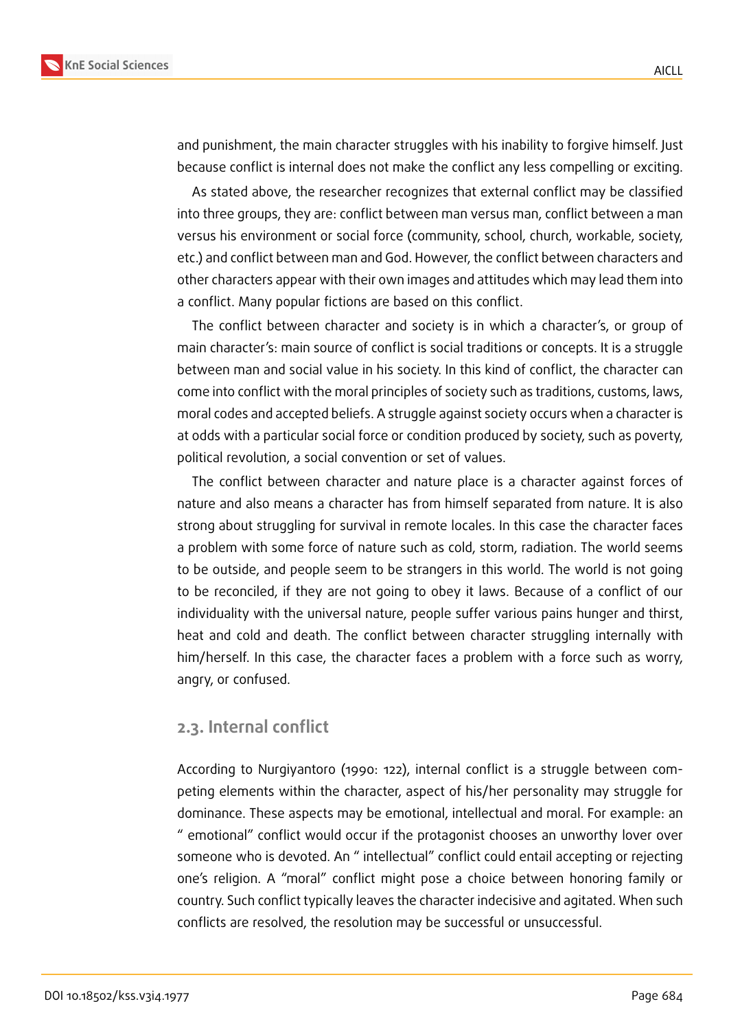and punishment, the main character struggles with his inability to forgive himself. Just because conflict is internal does not make the conflict any less compelling or exciting.

As stated above, the researcher recognizes that external conflict may be classified into three groups, they are: conflict between man versus man, conflict between a man versus his environment or social force (community, school, church, workable, society, etc.) and conflict between man and God. However, the conflict between characters and other characters appear with their own images and attitudes which may lead them into a conflict. Many popular fictions are based on this conflict.

The conflict between character and society is in which a character's, or group of main character's: main source of conflict is social traditions or concepts. It is a struggle between man and social value in his society. In this kind of conflict, the character can come into conflict with the moral principles of society such as traditions, customs, laws, moral codes and accepted beliefs. A struggle against society occurs when a character is at odds with a particular social force or condition produced by society, such as poverty, political revolution, a social convention or set of values.

The conflict between character and nature place is a character against forces of nature and also means a character has from himself separated from nature. It is also strong about struggling for survival in remote locales. In this case the character faces a problem with some force of nature such as cold, storm, radiation. The world seems to be outside, and people seem to be strangers in this world. The world is not going to be reconciled, if they are not going to obey it laws. Because of a conflict of our individuality with the universal nature, people suffer various pains hunger and thirst, heat and cold and death. The conflict between character struggling internally with him/herself. In this case, the character faces a problem with a force such as worry, angry, or confused.

## 2.3. Internal conflict

According to Nurgiyantoro (1990: 122), internal conflict is a struggle between competing elements within the character, aspect of his/her personality may struggle for dominance. These aspects may be emotional, intellectual and moral. For example: an " emotional" conflict would occur if the protagonist chooses an unworthy lover over someone who is devoted. An " intellectual" conflict could entail accepting or rejecting one's religion. A "moral" conflict might pose a choice between honoring family or country. Such conflict typically leaves the character indecisive and agitated. When such conflicts are resolved, the resolution may be successful or unsuccessful.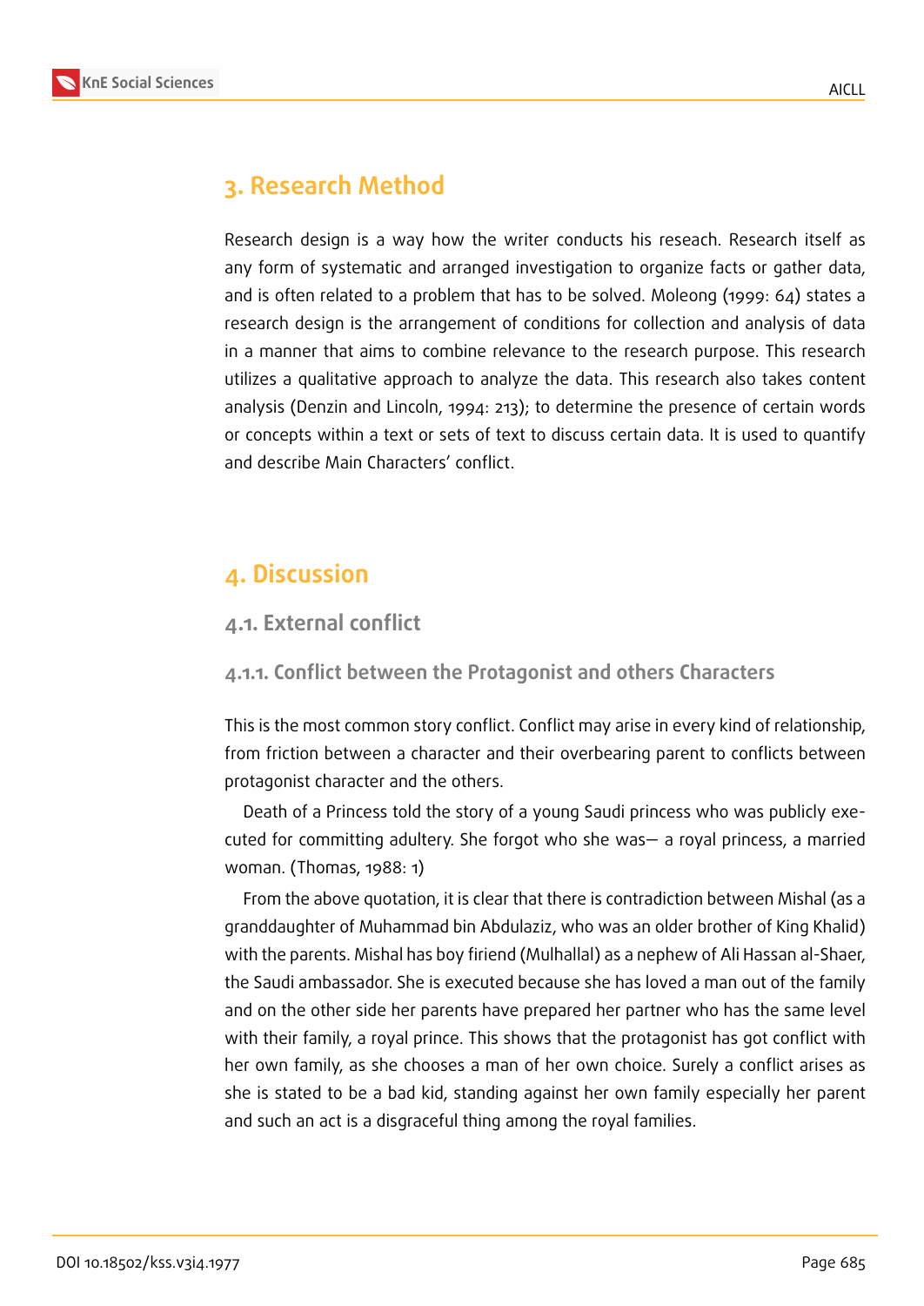## 3. Research Method

Research design is a way how the writer conducts his reseach. Research itself as any form of systematic and arranged investigation to organize facts or gather data, and is often related to a problem that has to be solved. Moleong (1999: 64) states a research design is the arrangement of conditions for collection and analysis of data in a manner that aims to combine relevance to the research purpose. This research utilizes a qualitative approach to analyze the data. This research also takes content analysis (Denzin and Lincoln, 1994: 213); to determine the presence of certain words or concepts within a text or sets of text to discuss certain data. It is used to quantify and describe Main Characters' conflict.

## 4. Discussion

### 4.1. External conflict

#### 4.1.1. Conflict between the Protagonist and others Characters

This is the most common story conflict. Conflict may arise in every kind of relationship, from friction between a character and their overbearing parent to conflicts between protagonist character and the others.

Death of a Princess told the story of a young Saudi princess who was publicly executed for committing adultery. She forgot who she was— a royal princess, a married woman. (Thomas, 1988: 1)

From the above quotation, it is clear that there is contradiction between Mishal (as a granddaughter of Muhammad bin Abdulaziz, who was an older brother of King Khalid) with the parents. Mishal has boy firiend (Mulhallal) as a nephew of Ali Hassan al-Shaer, the Saudi ambassador. She is executed because she has loved a man out of the family and on the other side her parents have prepared her partner who has the same level with their family, a royal prince. This shows that the protagonist has got conflict with her own family, as she chooses a man of her own choice. Surely a conflict arises as she is stated to be a bad kid, standing against her own family especially her parent and such an act is a disgraceful thing among the royal families.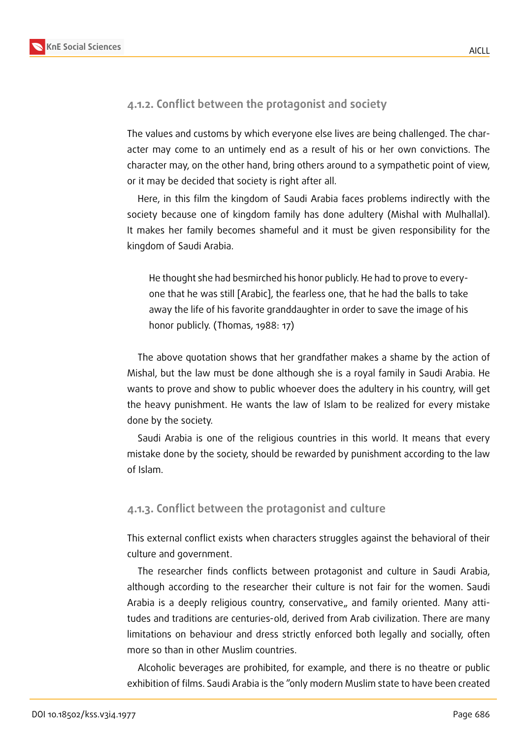#### 4.1.2. Conflict between the protagonist and society

The values and customs by which everyone else lives are being challenged. The character may come to an untimely end as a result of his or her own convictions. The character may, on the other hand, bring others around to a sympathetic point of view, or it may be decided that society is right after all.

Here, in this film the kingdom of Saudi Arabia faces problems indirectly with the society because one of kingdom family has done adultery (Mishal with Mulhallal). It makes her family becomes shameful and it must be given responsibility for the kingdom of Saudi Arabia.

> He thought she had besmirched his honor publicly. He had to prove to everyone that he was still [Arabic], the fearless one, that he had the balls to take away the life of his favorite granddaughter in order to save the image of his honor publicly. (Thomas, 1988: 17)

The above quotation shows that her grandfather makes a shame by the action of Mishal, but the law must be done although she is a royal family in Saudi Arabia. He wants to prove and show to public whoever does the adultery in his country, will get the heavy punishment. He wants the law of Islam to be realized for every mistake done by the society.

Saudi Arabia is one of the religious countries in this world. It means that every mistake done by the society, should be rewarded by punishment according to the law of Islam.

#### 4.1.3. Conflict between the protagonist and culture

This external conflict exists when characters struggles against the behavioral of their culture and government.

The researcher finds conflicts between protagonist and culture in Saudi Arabia, although according to the researcher their culture is not fair for the women. Saudi Arabia is a deeply religious country, conservative,, and family oriented. Many attitudes and traditions are centuries-old, derived from Arab civilization. There are many limitations on behaviour and dress strictly enforced both legally and socially, often more so than in other Muslim countries.

Alcoholic beverages are prohibited, for example, and there is no theatre or public exhibition of films. Saudi Arabia is the "only modern Muslim state to have been created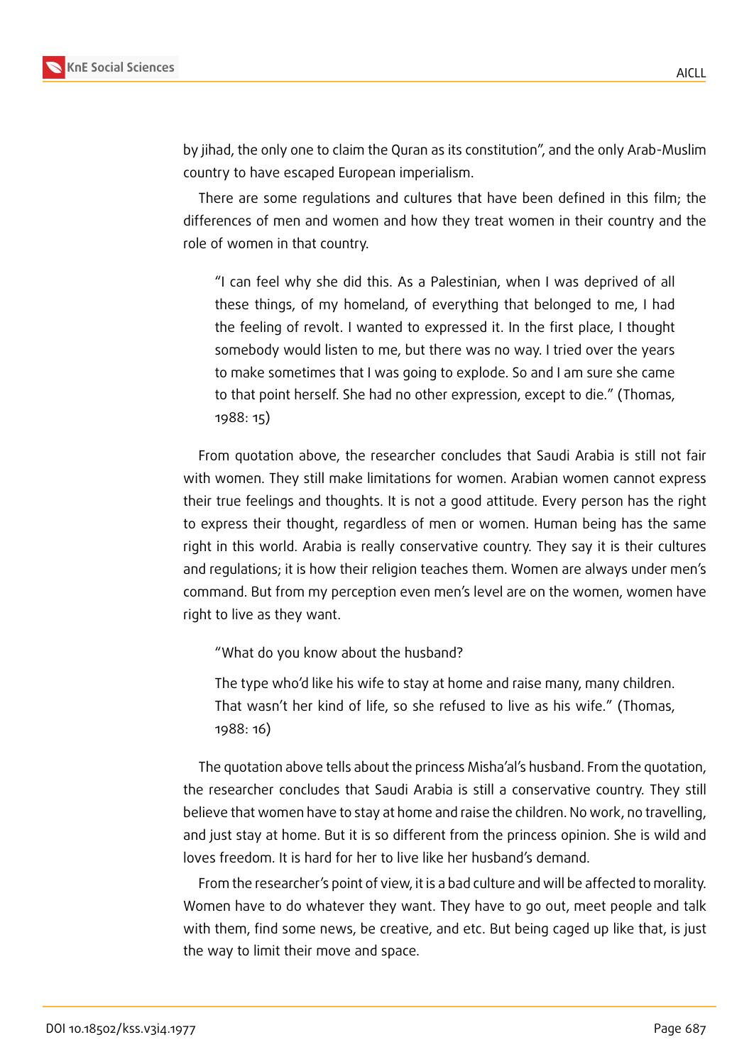by jihad, the only one to claim the Quran as its constitution", and the only Arab-Muslim country to have escaped European imperialism.

There are some regulations and cultures that have been defined in this film; the differences of men and women and how they treat women in their country and the role of women in that country.

> "I can feel why she did this. As a Palestinian, when I was deprived of all these things, of my homeland, of everything that belonged to me, I had the feeling of revolt. I wanted to expressed it. In the first place, I thought somebody would listen to me, but there was no way. I tried over the years to make sometimes that I was going to explode. So and I am sure she came to that point herself. She had no other expression, except to die." (Thomas, 1988: 15)

From quotation above, the researcher concludes that Saudi Arabia is still not fair with women. They still make limitations for women. Arabian women cannot express their true feelings and thoughts. It is not a good attitude. Every person has the right to express their thought, regardless of men or women. Human being has the same right in this world. Arabia is really conservative country. They say it is their cultures and regulations; it is how their religion teaches them. Women are always under men's command. But from my perception even men's level are on the women, women have right to live as they want.

> "What do you know about the husband?
>
> The type who'd like his wife to stay at home and raise many, many children. That wasn't her kind of life, so she refused to live as his wife." (Thomas, 1988: 16)

The quotation above tells about the princess Misha'al's husband. From the quotation, the researcher concludes that Saudi Arabia is still a conservative country. They still believe that women have to stay at home and raise the children. No work, no travelling, and just stay at home. But it is so different from the princess opinion. She is wild and loves freedom. It is hard for her to live like her husband's demand.

From the researcher's point of view, it is a bad culture and will be affected to morality. Women have to do whatever they want. They have to go out, meet people and talk with them, find some news, be creative, and etc. But being caged up like that, is just the way to limit their move and space.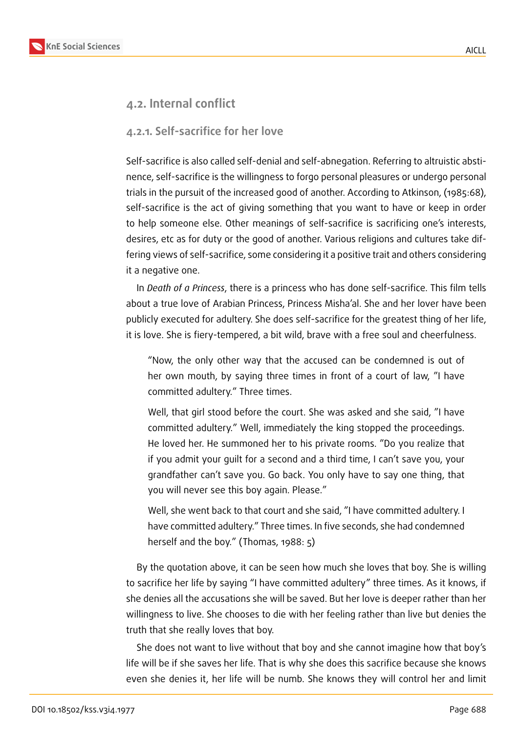### 4.2. Internal conflict

#### 4.2.1. Self-sacrifice for her love

Self-sacrifice is also called self-denial and self-abnegation. Referring to altruistic abstinence, self-sacrifice is the willingness to forgo personal pleasures or undergo personal trials in the pursuit of the increased good of another. According to Atkinson, (1985:68), self-sacrifice is the act of giving something that you want to have or keep in order to help someone else. Other meanings of self-sacrifice is sacrificing one's interests, desires, etc as for duty or the good of another. Various religions and cultures take differing views of self-sacrifice, some considering it a positive trait and others considering it a negative one.

In *Death of a Princess*, there is a princess who has done self-sacrifice. This film tells about a true love of Arabian Princess, Princess Misha'al. She and her lover have been publicly executed for adultery. She does self-sacrifice for the greatest thing of her life, it is love. She is fiery-tempered, a bit wild, brave with a free soul and cheerfulness.

> "Now, the only other way that the accused can be condemned is out of her own mouth, by saying three times in front of a court of law, "I have committed adultery." Three times.
>
> Well, that girl stood before the court. She was asked and she said, "I have committed adultery." Well, immediately the king stopped the proceedings. He loved her. He summoned her to his private rooms. "Do you realize that if you admit your guilt for a second and a third time, I can't save you, your grandfather can't save you. Go back. You only have to say one thing, that you will never see this boy again. Please."
>
> Well, she went back to that court and she said, "I have committed adultery. I have committed adultery." Three times. In five seconds, she had condemned herself and the boy." (Thomas, 1988: 5)

By the quotation above, it can be seen how much she loves that boy. She is willing to sacrifice her life by saying "I have committed adultery" three times. As it knows, if she denies all the accusations she will be saved. But her love is deeper rather than her willingness to live. She chooses to die with her feeling rather than live but denies the truth that she really loves that boy.

She does not want to live without that boy and she cannot imagine how that boy's life will be if she saves her life. That is why she does this sacrifice because she knows even she denies it, her life will be numb. She knows they will control her and limit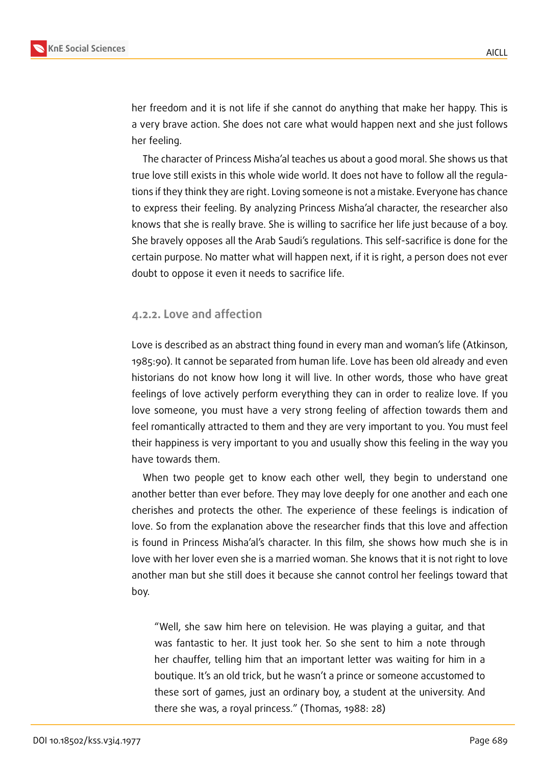her freedom and it is not life if she cannot do anything that make her happy. This is a very brave action. She does not care what would happen next and she just follows her feeling.

The character of Princess Misha'al teaches us about a good moral. She shows us that true love still exists in this whole wide world. It does not have to follow all the regulations if they think they are right. Loving someone is not a mistake. Everyone has chance to express their feeling. By analyzing Princess Misha'al character, the researcher also knows that she is really brave. She is willing to sacrifice her life just because of a boy. She bravely opposes all the Arab Saudi's regulations. This self-sacrifice is done for the certain purpose. No matter what will happen next, if it is right, a person does not ever doubt to oppose it even it needs to sacrifice life.

### 4.2.2. Love and affection

Love is described as an abstract thing found in every man and woman's life (Atkinson, 1985:90). It cannot be separated from human life. Love has been old already and even historians do not know how long it will live. In other words, those who have great feelings of love actively perform everything they can in order to realize love. If you love someone, you must have a very strong feeling of affection towards them and feel romantically attracted to them and they are very important to you. You must feel their happiness is very important to you and usually show this feeling in the way you have towards them.

When two people get to know each other well, they begin to understand one another better than ever before. They may love deeply for one another and each one cherishes and protects the other. The experience of these feelings is indication of love. So from the explanation above the researcher finds that this love and affection is found in Princess Misha'al's character. In this film, she shows how much she is in love with her lover even she is a married woman. She knows that it is not right to love another man but she still does it because she cannot control her feelings toward that boy.

> "Well, she saw him here on television. He was playing a guitar, and that was fantastic to her. It just took her. So she sent to him a note through her chauffer, telling him that an important letter was waiting for him in a boutique. It's an old trick, but he wasn't a prince or someone accustomed to these sort of games, just an ordinary boy, a student at the university. And there she was, a royal princess." (Thomas, 1988: 28)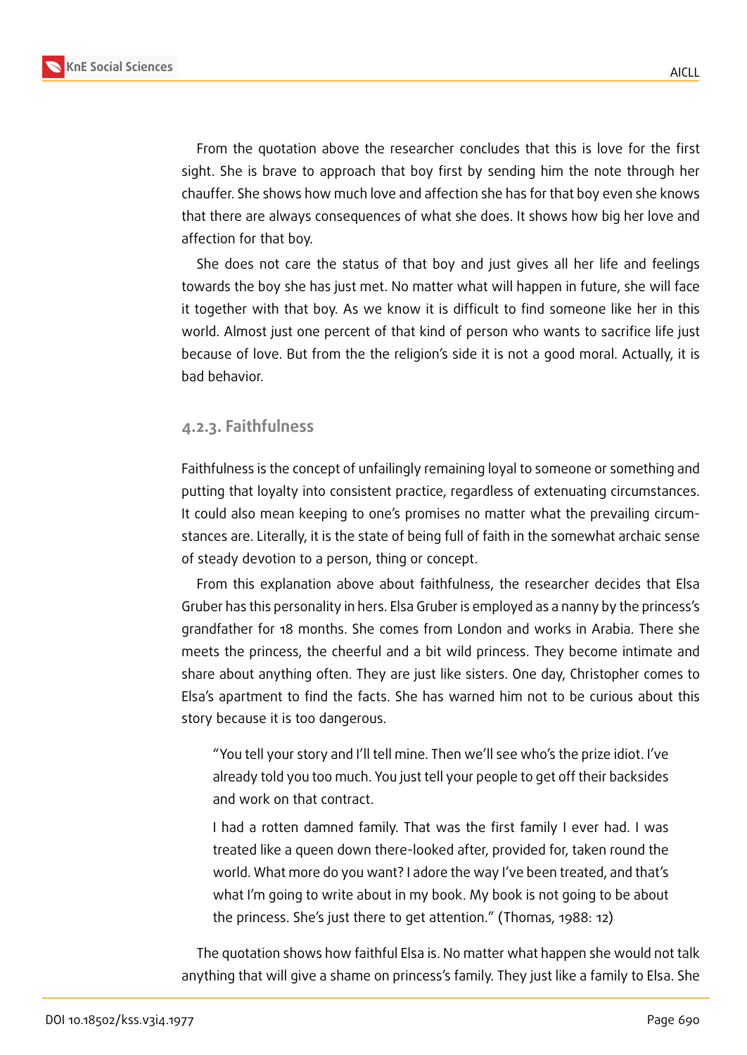From the quotation above the researcher concludes that this is love for the first sight. She is brave to approach that boy first by sending him the note through her chauffer. She shows how much love and affection she has for that boy even she knows that there are always consequences of what she does. It shows how big her love and affection for that boy.

She does not care the status of that boy and just gives all her life and feelings towards the boy she has just met. No matter what will happen in future, she will face it together with that boy. As we know it is difficult to find someone like her in this world. Almost just one percent of that kind of person who wants to sacrifice life just because of love. But from the the religion's side it is not a good moral. Actually, it is bad behavior.

### 4.2.3. Faithfulness

Faithfulness is the concept of unfailingly remaining loyal to someone or something and putting that loyalty into consistent practice, regardless of extenuating circumstances. It could also mean keeping to one's promises no matter what the prevailing circumstances are. Literally, it is the state of being full of faith in the somewhat archaic sense of steady devotion to a person, thing or concept.

From this explanation above about faithfulness, the researcher decides that Elsa Gruber has this personality in hers. Elsa Gruber is employed as a nanny by the princess's grandfather for 18 months. She comes from London and works in Arabia. There she meets the princess, the cheerful and a bit wild princess. They become intimate and share about anything often. They are just like sisters. One day, Christopher comes to Elsa's apartment to find the facts. She has warned him not to be curious about this story because it is too dangerous.

> "You tell your story and I'll tell mine. Then we'll see who's the prize idiot. I've already told you too much. You just tell your people to get off their backsides and work on that contract.
>
> I had a rotten damned family. That was the first family I ever had. I was treated like a queen down there-looked after, provided for, taken round the world. What more do you want? I adore the way I've been treated, and that's what I'm going to write about in my book. My book is not going to be about the princess. She's just there to get attention." (Thomas, 1988: 12)

The quotation shows how faithful Elsa is. No matter what happen she would not talk anything that will give a shame on princess's family. They just like a family to Elsa. She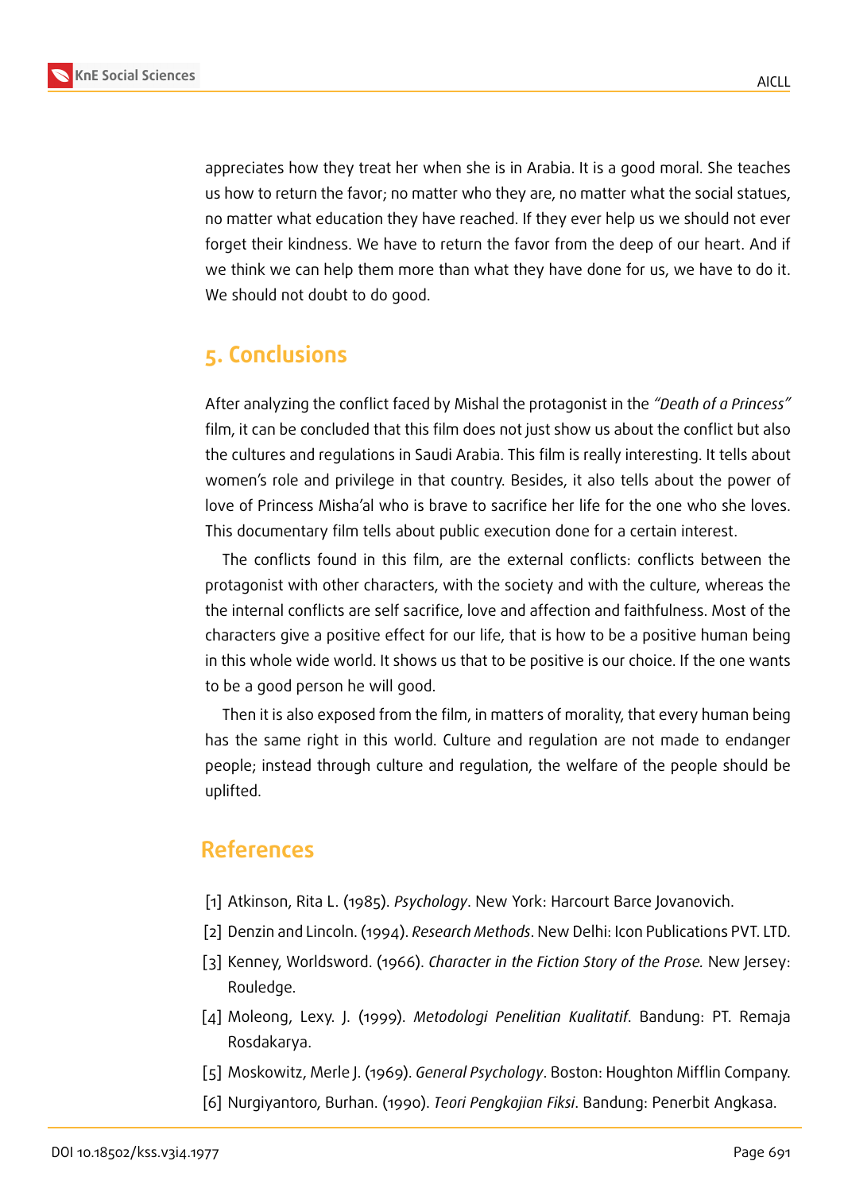appreciates how they treat her when she is in Arabia. It is a good moral. She teaches us how to return the favor; no matter who they are, no matter what the social statues, no matter what education they have reached. If they ever help us we should not ever forget their kindness. We have to return the favor from the deep of our heart. And if we think we can help them more than what they have done for us, we have to do it. We should not doubt to do good.

## 5. Conclusions

After analyzing the conflict faced by Mishal the protagonist in the *"Death of a Princess"* film, it can be concluded that this film does not just show us about the conflict but also the cultures and regulations in Saudi Arabia. This film is really interesting. It tells about women's role and privilege in that country. Besides, it also tells about the power of love of Princess Misha'al who is brave to sacrifice her life for the one who she loves. This documentary film tells about public execution done for a certain interest.

The conflicts found in this film, are the external conflicts: conflicts between the protagonist with other characters, with the society and with the culture, whereas the the internal conflicts are self sacrifice, love and affection and faithfulness. Most of the characters give a positive effect for our life, that is how to be a positive human being in this whole wide world. It shows us that to be positive is our choice. If the one wants to be a good person he will good.

Then it is also exposed from the film, in matters of morality, that every human being has the same right in this world. Culture and regulation are not made to endanger people; instead through culture and regulation, the welfare of the people should be uplifted.

## References

[1] Atkinson, Rita L. (1985). *Psychology*. New York: Harcourt Barce Jovanovich.

[2] Denzin and Lincoln. (1994). *Research Methods*. New Delhi: Icon Publications PVT. LTD.

[3] Kenney, Worldsword. (1966). *Character in the Fiction Story of the Prose.* New Jersey: Rouledge.

[4] Moleong, Lexy. J. (1999). *Metodologi Penelitian Kualitatif*. Bandung: PT. Remaja Rosdakarya.

[5] Moskowitz, Merle J. (1969). *General Psychology*. Boston: Houghton Mifflin Company.

[6] Nurgiyantoro, Burhan. (1990). *Teori Pengkajian Fiksi*. Bandung: Penerbit Angkasa.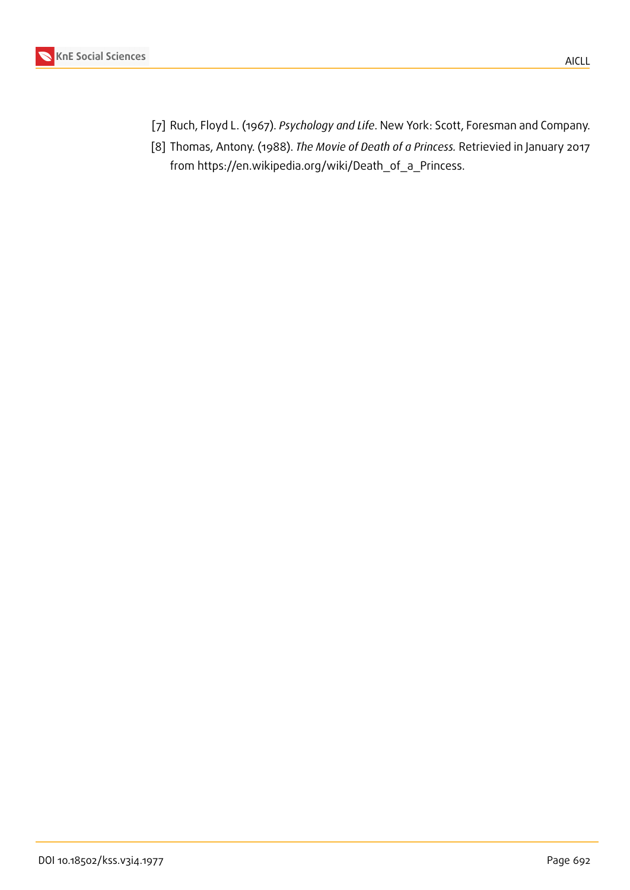[7] Ruch, Floyd L. (1967). *Psychology and Life*. New York: Scott, Foresman and Company.

[8] Thomas, Antony. (1988). *The Movie of Death of a Princess.* Retrievied in January 2017 from https://en.wikipedia.org/wiki/Death_of_a_Princess.